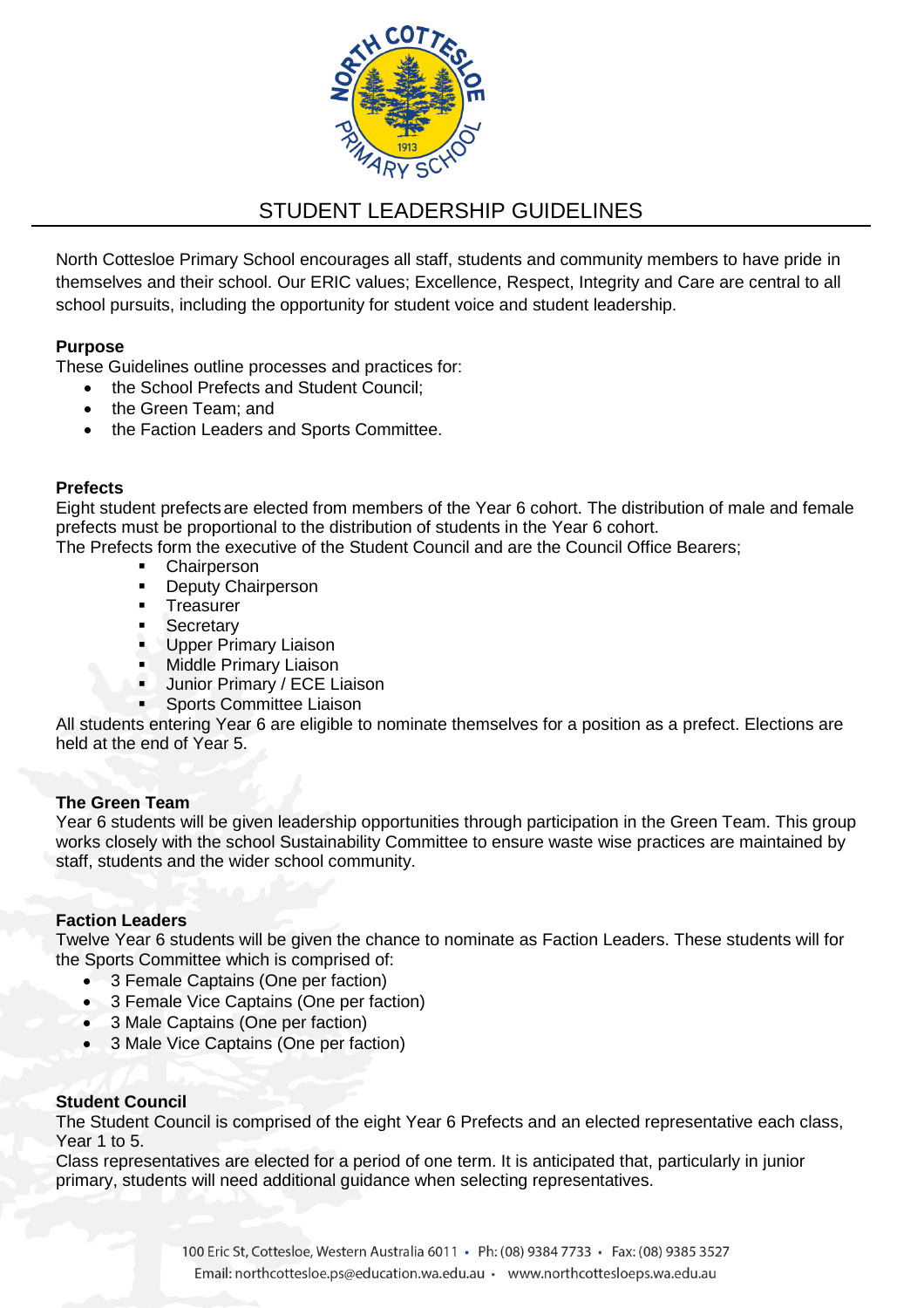# STUDENT LEADERSHIP GUIDELINES

North Cottesloe Primary School encourages all staff, students and community members to have pride in themselves and their school. Our ERIC values; Excellence, Respect, Integrity and Care are central to all school pursuits, including the opportunity for student voice and student leadership.

**Purpose**

These Guidelines outline processes and practices for:

- the School Prefects and Student Council;
- the Green Team; and
- the Faction Leaders and Sports Committee.

**Prefects**

Eight student prefects are elected from members of the Year 6 cohort. The distribution of male and female prefects must be proportional to the distribution of students in the Year 6 cohort.

The Prefects form the executive of the Student Council and are the Council Office Bearers;

- Chairperson
- Deputy Chairperson
- Treasurer
- Secretary
- Upper Primary Liaison
- Middle Primary Liaison
- Junior Primary / ECE Liaison
- Sports Committee Liaison

All students entering Year 6 are eligible to nominate themselves for a position as a prefect. Elections are held at the end of Year 5.

**The Green Team**

Year 6 students will be given leadership opportunities through participation in the Green Team. This group works closely with the school Sustainability Committee to ensure waste wise practices are maintained by staff, students and the wider school community.

**Faction Leaders**

Twelve Year 6 students will be given the chance to nominate as Faction Leaders. These students will for the Sports Committee which is comprised of:

- 3 Female Captains (One per faction)
- 3 Female Vice Captains (One per faction)
- 3 Male Captains (One per faction)
- 3 Male Vice Captains (One per faction)

**Student Council**

The Student Council is comprised of the eight Year 6 Prefects and an elected representative each class, Year 1 to 5.

Class representatives are elected for a period of one term. It is anticipated that, particularly in junior primary, students will need additional guidance when selecting representatives.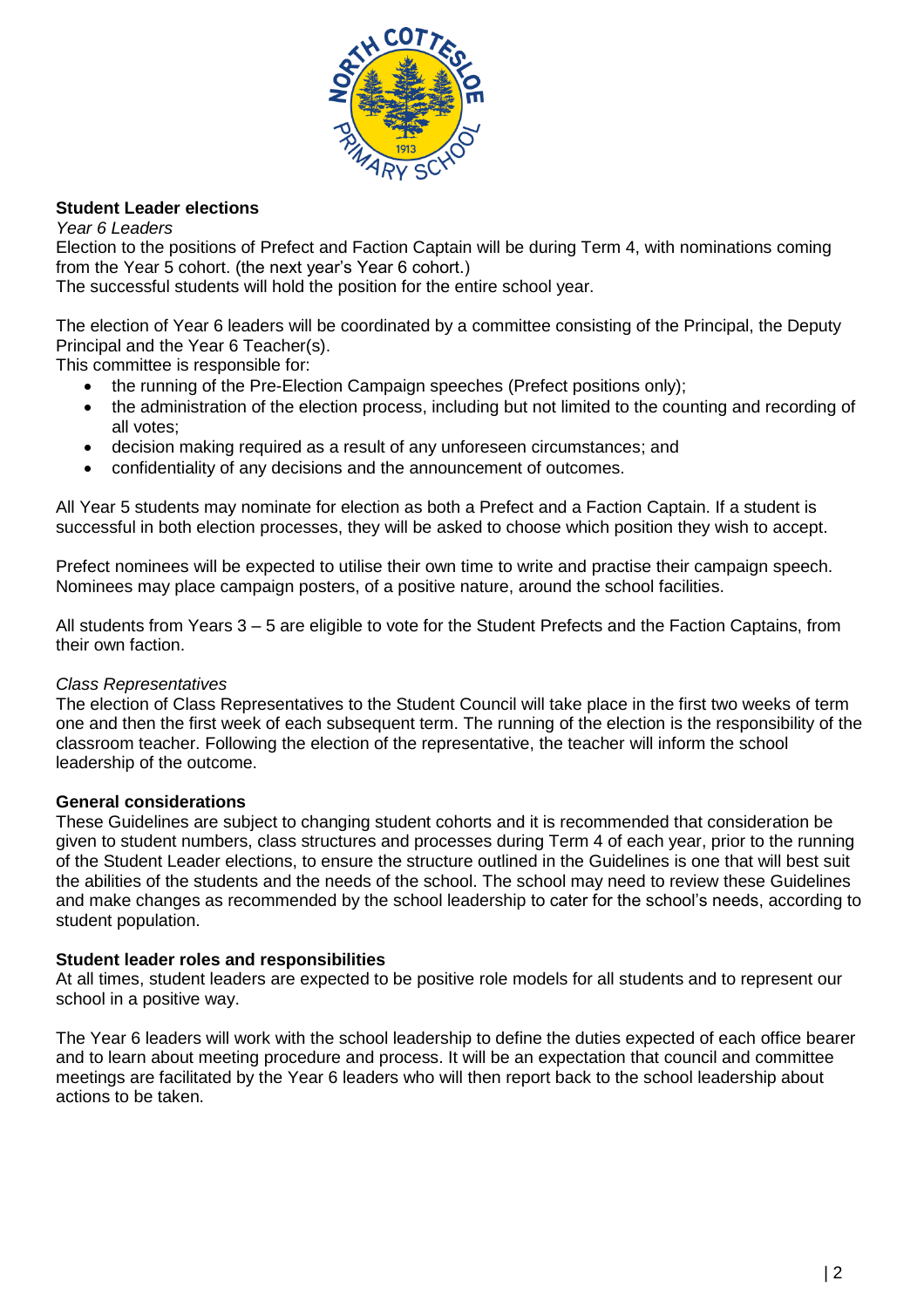**Student Leader elections**

*Year 6 Leaders*

Election to the positions of Prefect and Faction Captain will be during Term 4, with nominations coming from the Year 5 cohort. (the next year's Year 6 cohort.)
The successful students will hold the position for the entire school year.

The election of Year 6 leaders will be coordinated by a committee consisting of the Principal, the Deputy Principal and the Year 6 Teacher(s).
This committee is responsible for:

- the running of the Pre-Election Campaign speeches (Prefect positions only);
- the administration of the election process, including but not limited to the counting and recording of all votes;
- decision making required as a result of any unforeseen circumstances; and
- confidentiality of any decisions and the announcement of outcomes.

All Year 5 students may nominate for election as both a Prefect and a Faction Captain. If a student is successful in both election processes, they will be asked to choose which position they wish to accept.

Prefect nominees will be expected to utilise their own time to write and practise their campaign speech. Nominees may place campaign posters, of a positive nature, around the school facilities.

All students from Years 3 – 5 are eligible to vote for the Student Prefects and the Faction Captains, from their own faction.

*Class Representatives*

The election of Class Representatives to the Student Council will take place in the first two weeks of term one and then the first week of each subsequent term. The running of the election is the responsibility of the classroom teacher. Following the election of the representative, the teacher will inform the school leadership of the outcome.

**General considerations**

These Guidelines are subject to changing student cohorts and it is recommended that consideration be given to student numbers, class structures and processes during Term 4 of each year, prior to the running of the Student Leader elections, to ensure the structure outlined in the Guidelines is one that will best suit the abilities of the students and the needs of the school. The school may need to review these Guidelines and make changes as recommended by the school leadership to cater for the school's needs, according to student population.

**Student leader roles and responsibilities**

At all times, student leaders are expected to be positive role models for all students and to represent our school in a positive way.

The Year 6 leaders will work with the school leadership to define the duties expected of each office bearer and to learn about meeting procedure and process. It will be an expectation that council and committee meetings are facilitated by the Year 6 leaders who will then report back to the school leadership about actions to be taken.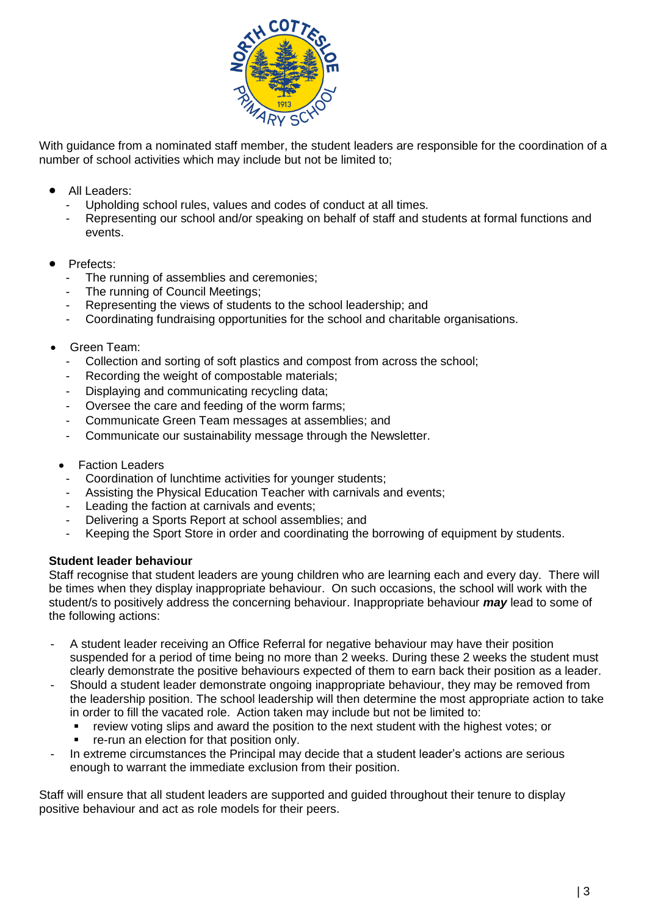With guidance from a nominated staff member, the student leaders are responsible for the coordination of a number of school activities which may include but not be limited to;

- All Leaders:
  - Upholding school rules, values and codes of conduct at all times.
  - Representing our school and/or speaking on behalf of staff and students at formal functions and events.

- Prefects:
  - The running of assemblies and ceremonies;
  - The running of Council Meetings;
  - Representing the views of students to the school leadership; and
  - Coordinating fundraising opportunities for the school and charitable organisations.

- Green Team:
  - Collection and sorting of soft plastics and compost from across the school;
  - Recording the weight of compostable materials;
  - Displaying and communicating recycling data;
  - Oversee the care and feeding of the worm farms;
  - Communicate Green Team messages at assemblies; and
  - Communicate our sustainability message through the Newsletter.

- Faction Leaders
  - Coordination of lunchtime activities for younger students;
  - Assisting the Physical Education Teacher with carnivals and events;
  - Leading the faction at carnivals and events;
  - Delivering a Sports Report at school assemblies; and
  - Keeping the Sport Store in order and coordinating the borrowing of equipment by students.

**Student leader behaviour**

Staff recognise that student leaders are young children who are learning each and every day. There will be times when they display inappropriate behaviour. On such occasions, the school will work with the student/s to positively address the concerning behaviour. Inappropriate behaviour ***may*** lead to some of the following actions:

- A student leader receiving an Office Referral for negative behaviour may have their position suspended for a period of time being no more than 2 weeks. During these 2 weeks the student must clearly demonstrate the positive behaviours expected of them to earn back their position as a leader.
- Should a student leader demonstrate ongoing inappropriate behaviour, they may be removed from the leadership position. The school leadership will then determine the most appropriate action to take in order to fill the vacated role. Action taken may include but not be limited to:
  - review voting slips and award the position to the next student with the highest votes; or
  - re-run an election for that position only.
- In extreme circumstances the Principal may decide that a student leader's actions are serious enough to warrant the immediate exclusion from their position.

Staff will ensure that all student leaders are supported and guided throughout their tenure to display positive behaviour and act as role models for their peers.